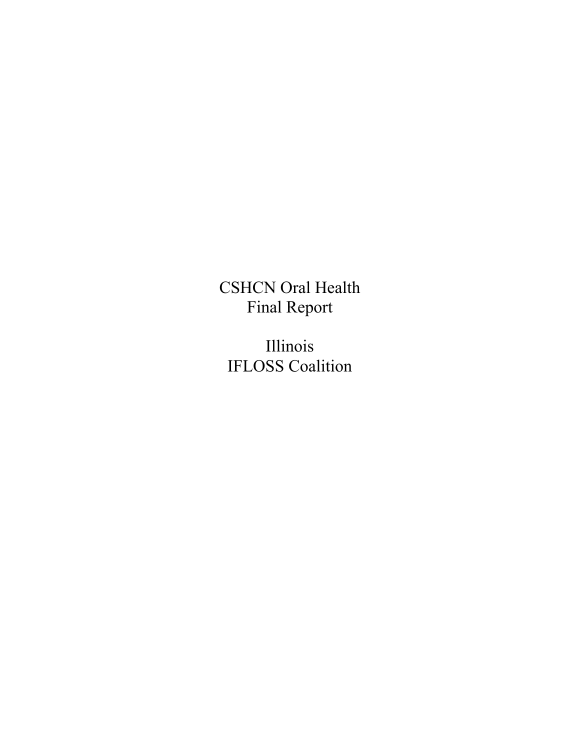# CSHCN Oral Health
# Final Report

# Illinois
# IFLOSS Coalition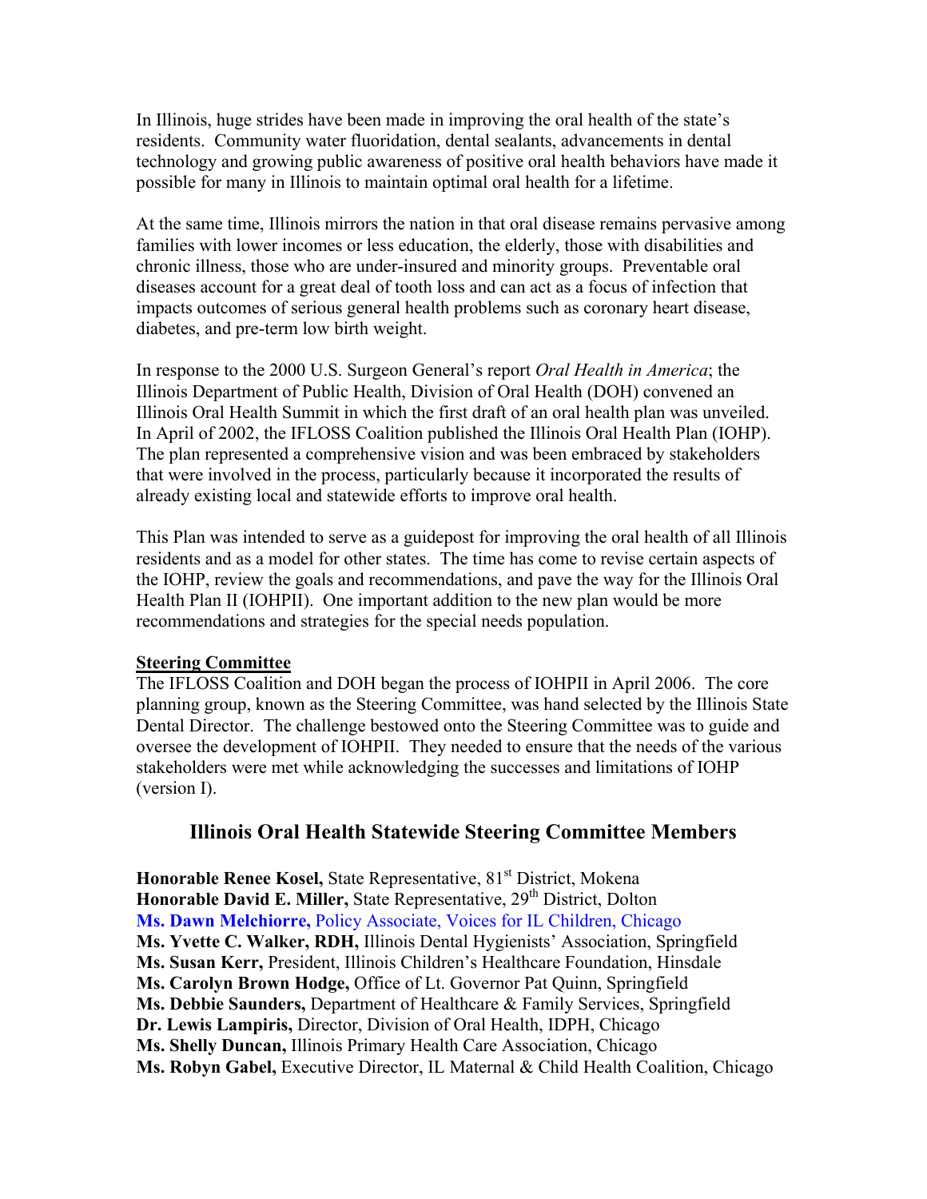In Illinois, huge strides have been made in improving the oral health of the state's residents. Community water fluoridation, dental sealants, advancements in dental technology and growing public awareness of positive oral health behaviors have made it possible for many in Illinois to maintain optimal oral health for a lifetime.

At the same time, Illinois mirrors the nation in that oral disease remains pervasive among families with lower incomes or less education, the elderly, those with disabilities and chronic illness, those who are under-insured and minority groups. Preventable oral diseases account for a great deal of tooth loss and can act as a focus of infection that impacts outcomes of serious general health problems such as coronary heart disease, diabetes, and pre-term low birth weight.

In response to the 2000 U.S. Surgeon General's report *Oral Health in America*; the Illinois Department of Public Health, Division of Oral Health (DOH) convened an Illinois Oral Health Summit in which the first draft of an oral health plan was unveiled. In April of 2002, the IFLOSS Coalition published the Illinois Oral Health Plan (IOHP). The plan represented a comprehensive vision and was been embraced by stakeholders that were involved in the process, particularly because it incorporated the results of already existing local and statewide efforts to improve oral health.

This Plan was intended to serve as a guidepost for improving the oral health of all Illinois residents and as a model for other states. The time has come to revise certain aspects of the IOHP, review the goals and recommendations, and pave the way for the Illinois Oral Health Plan II (IOHPII). One important addition to the new plan would be more recommendations and strategies for the special needs population.

**Steering Committee**

The IFLOSS Coalition and DOH began the process of IOHPII in April 2006. The core planning group, known as the Steering Committee, was hand selected by the Illinois State Dental Director. The challenge bestowed onto the Steering Committee was to guide and oversee the development of IOHPII. They needed to ensure that the needs of the various stakeholders were met while acknowledging the successes and limitations of IOHP (version I).

## Illinois Oral Health Statewide Steering Committee Members

**Honorable Renee Kosel,** State Representative, 81st District, Mokena
**Honorable David E. Miller,** State Representative, 29th District, Dolton
**Ms. Dawn Melchiorre,** Policy Associate, Voices for IL Children, Chicago
**Ms. Yvette C. Walker, RDH,** Illinois Dental Hygienists' Association, Springfield
**Ms. Susan Kerr,** President, Illinois Children's Healthcare Foundation, Hinsdale
**Ms. Carolyn Brown Hodge,** Office of Lt. Governor Pat Quinn, Springfield
**Ms. Debbie Saunders,** Department of Healthcare & Family Services, Springfield
**Dr. Lewis Lampiris,** Director, Division of Oral Health, IDPH, Chicago
**Ms. Shelly Duncan,** Illinois Primary Health Care Association, Chicago
**Ms. Robyn Gabel,** Executive Director, IL Maternal & Child Health Coalition, Chicago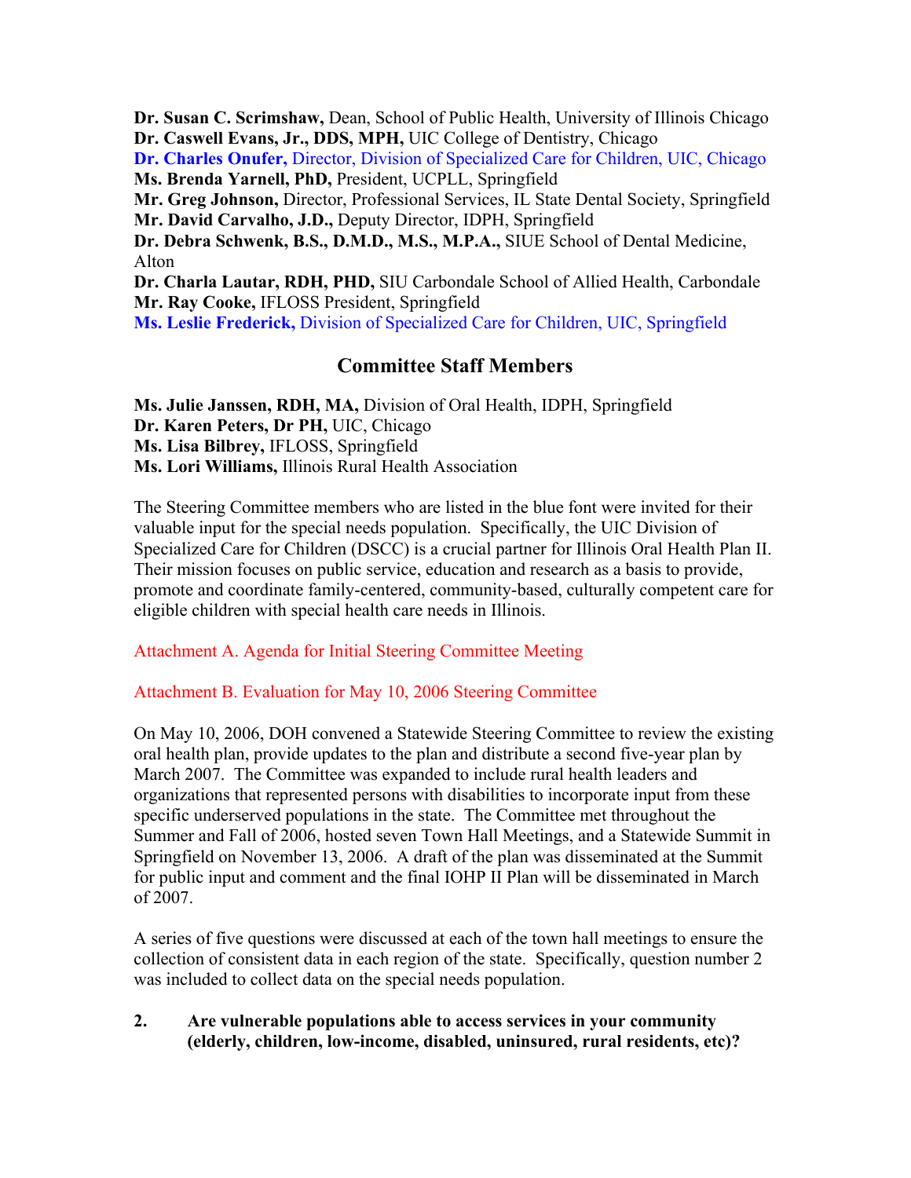**Dr. Susan C. Scrimshaw,** Dean, School of Public Health, University of Illinois Chicago
**Dr. Caswell Evans, Jr., DDS, MPH,** UIC College of Dentistry, Chicago
**Dr. Charles Onufer,** Director, Division of Specialized Care for Children, UIC, Chicago
**Ms. Brenda Yarnell, PhD,** President, UCPLL, Springfield
**Mr. Greg Johnson,** Director, Professional Services, IL State Dental Society, Springfield
**Mr. David Carvalho, J.D.,** Deputy Director, IDPH, Springfield
**Dr. Debra Schwenk, B.S., D.M.D., M.S., M.P.A.,** SIUE School of Dental Medicine, Alton
**Dr. Charla Lautar, RDH, PHD,** SIU Carbondale School of Allied Health, Carbondale
**Mr. Ray Cooke,** IFLOSS President, Springfield
**Ms. Leslie Frederick,** Division of Specialized Care for Children, UIC, Springfield

## Committee Staff Members

**Ms. Julie Janssen, RDH, MA,** Division of Oral Health, IDPH, Springfield
**Dr. Karen Peters, Dr PH,** UIC, Chicago
**Ms. Lisa Bilbrey,** IFLOSS, Springfield
**Ms. Lori Williams,** Illinois Rural Health Association

The Steering Committee members who are listed in the blue font were invited for their valuable input for the special needs population. Specifically, the UIC Division of Specialized Care for Children (DSCC) is a crucial partner for Illinois Oral Health Plan II. Their mission focuses on public service, education and research as a basis to provide, promote and coordinate family-centered, community-based, culturally competent care for eligible children with special health care needs in Illinois.

Attachment A. Agenda for Initial Steering Committee Meeting

Attachment B. Evaluation for May 10, 2006 Steering Committee

On May 10, 2006, DOH convened a Statewide Steering Committee to review the existing oral health plan, provide updates to the plan and distribute a second five-year plan by March 2007. The Committee was expanded to include rural health leaders and organizations that represented persons with disabilities to incorporate input from these specific underserved populations in the state. The Committee met throughout the Summer and Fall of 2006, hosted seven Town Hall Meetings, and a Statewide Summit in Springfield on November 13, 2006. A draft of the plan was disseminated at the Summit for public input and comment and the final IOHP II Plan will be disseminated in March of 2007.

A series of five questions were discussed at each of the town hall meetings to ensure the collection of consistent data in each region of the state. Specifically, question number 2 was included to collect data on the special needs population.

**2. Are vulnerable populations able to access services in your community (elderly, children, low-income, disabled, uninsured, rural residents, etc)?**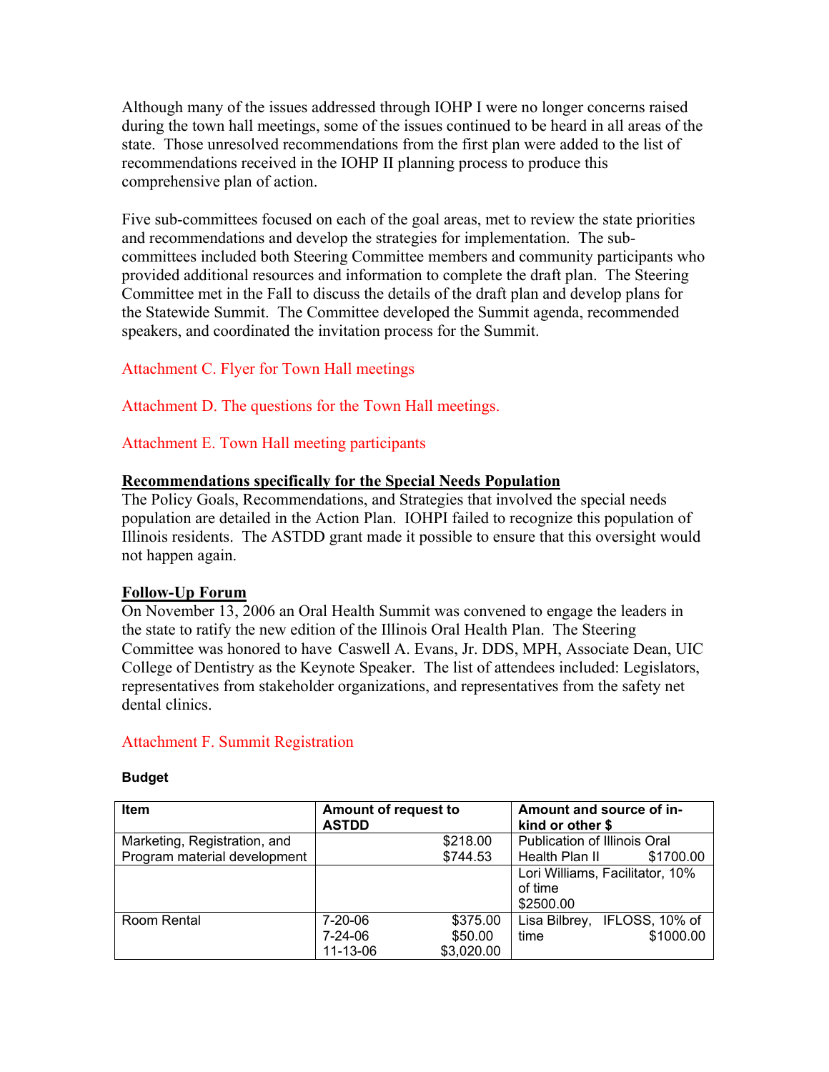Although many of the issues addressed through IOHP I were no longer concerns raised during the town hall meetings, some of the issues continued to be heard in all areas of the state. Those unresolved recommendations from the first plan were added to the list of recommendations received in the IOHP II planning process to produce this comprehensive plan of action.

Five sub-committees focused on each of the goal areas, met to review the state priorities and recommendations and develop the strategies for implementation. The sub-committees included both Steering Committee members and community participants who provided additional resources and information to complete the draft plan. The Steering Committee met in the Fall to discuss the details of the draft plan and develop plans for the Statewide Summit. The Committee developed the Summit agenda, recommended speakers, and coordinated the invitation process for the Summit.

Attachment C. Flyer for Town Hall meetings

Attachment D. The questions for the Town Hall meetings.

Attachment E. Town Hall meeting participants

**Recommendations specifically for the Special Needs Population**

The Policy Goals, Recommendations, and Strategies that involved the special needs population are detailed in the Action Plan. IOHPI failed to recognize this population of Illinois residents. The ASTDD grant made it possible to ensure that this oversight would not happen again.

**Follow-Up Forum**

On November 13, 2006 an Oral Health Summit was convened to engage the leaders in the state to ratify the new edition of the Illinois Oral Health Plan. The Steering Committee was honored to have Caswell A. Evans, Jr. DDS, MPH, Associate Dean, UIC College of Dentistry as the Keynote Speaker. The list of attendees included: Legislators, representatives from stakeholder organizations, and representatives from the safety net dental clinics.

Attachment F. Summit Registration

**Budget**

| Item | Amount of request to ASTDD | Amount and source of in-kind or other $ |
|---|---|---|
| Marketing, Registration, and Program material development | $218.00<br>$744.53 | Publication of Illinois Oral Health Plan II $1700.00 |
| | | Lori Williams, Facilitator, 10% of time $2500.00 |
| Room Rental | 7-20-06 $375.00<br>7-24-06 $50.00<br>11-13-06 $3,020.00 | Lisa Bilbrey, IFLOSS, 10% of time $1000.00 |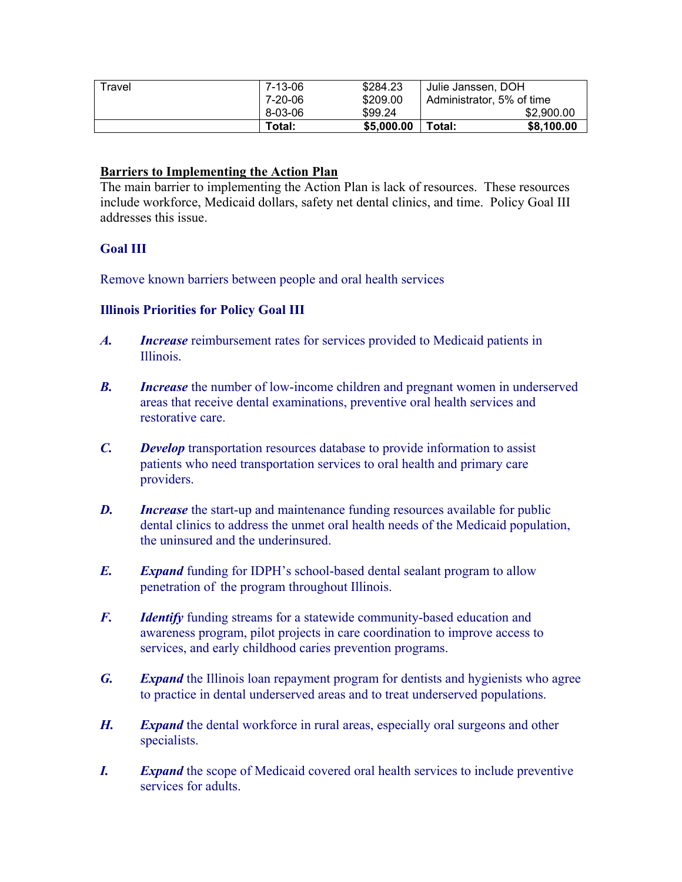| | | | |
|---|---|---|---|
| Travel | 7-13-06<br>7-20-06<br>8-03-06 | $284.23<br>$209.00<br>$99.24 | Julie Janssen, DOH Administrator, 5% of time $2,900.00 |
| | **Total:** | **$5,000.00** | **Total: $8,100.00** |

**Barriers to Implementing the Action Plan**

The main barrier to implementing the Action Plan is lack of resources. These resources include workforce, Medicaid dollars, safety net dental clinics, and time. Policy Goal III addresses this issue.

### Goal III

Remove known barriers between people and oral health services

### Illinois Priorities for Policy Goal III

***A.*** ***Increase*** reimbursement rates for services provided to Medicaid patients in Illinois.

***B.*** ***Increase*** the number of low-income children and pregnant women in underserved areas that receive dental examinations, preventive oral health services and restorative care.

***C.*** ***Develop*** transportation resources database to provide information to assist patients who need transportation services to oral health and primary care providers.

***D.*** ***Increase*** the start-up and maintenance funding resources available for public dental clinics to address the unmet oral health needs of the Medicaid population, the uninsured and the underinsured.

***E.*** ***Expand*** funding for IDPH's school-based dental sealant program to allow penetration of the program throughout Illinois.

***F.*** ***Identify*** funding streams for a statewide community-based education and awareness program, pilot projects in care coordination to improve access to services, and early childhood caries prevention programs.

***G.*** ***Expand*** the Illinois loan repayment program for dentists and hygienists who agree to practice in dental underserved areas and to treat underserved populations.

***H.*** ***Expand*** the dental workforce in rural areas, especially oral surgeons and other specialists.

***I.*** ***Expand*** the scope of Medicaid covered oral health services to include preventive services for adults.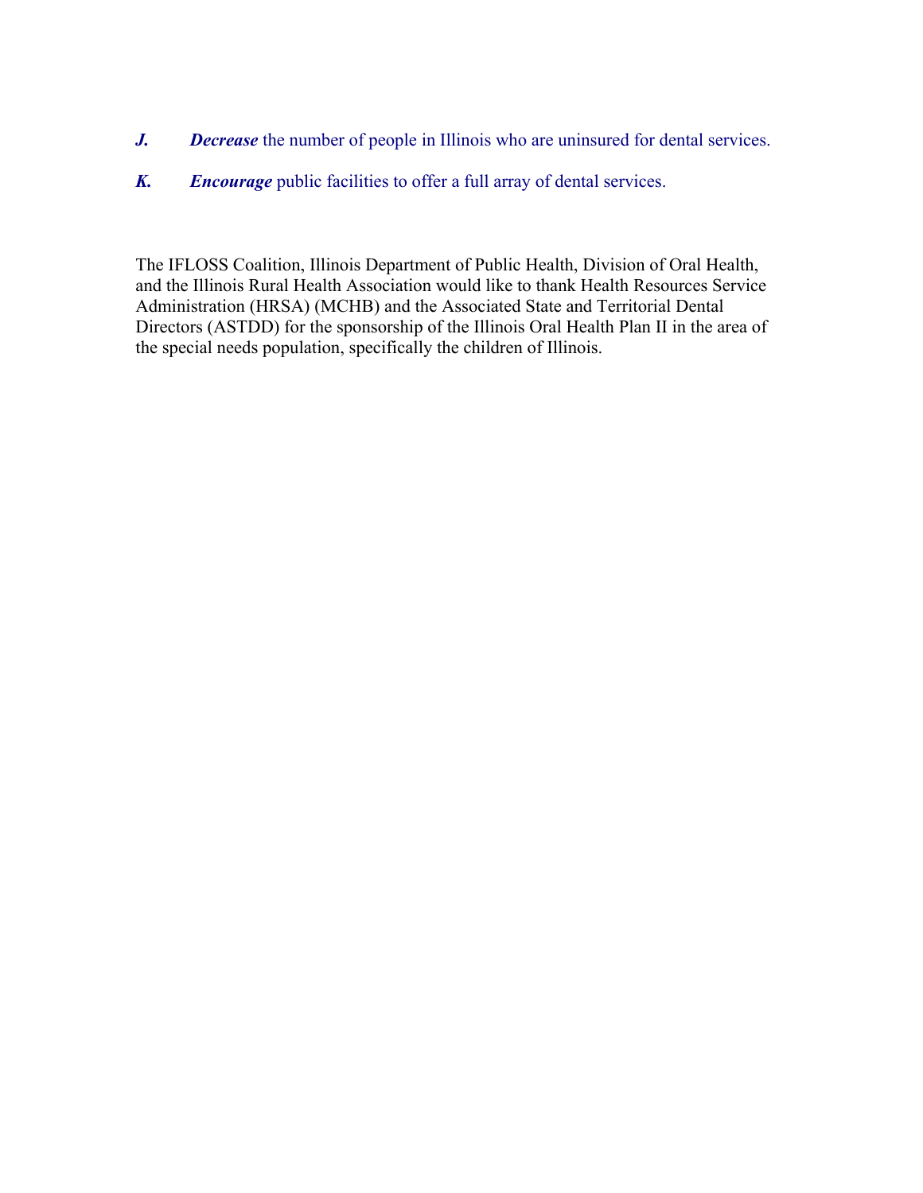***J.*** ***Decrease*** the number of people in Illinois who are uninsured for dental services.

***K.*** ***Encourage*** public facilities to offer a full array of dental services.

The IFLOSS Coalition, Illinois Department of Public Health, Division of Oral Health, and the Illinois Rural Health Association would like to thank Health Resources Service Administration (HRSA) (MCHB) and the Associated State and Territorial Dental Directors (ASTDD) for the sponsorship of the Illinois Oral Health Plan II in the area of the special needs population, specifically the children of Illinois.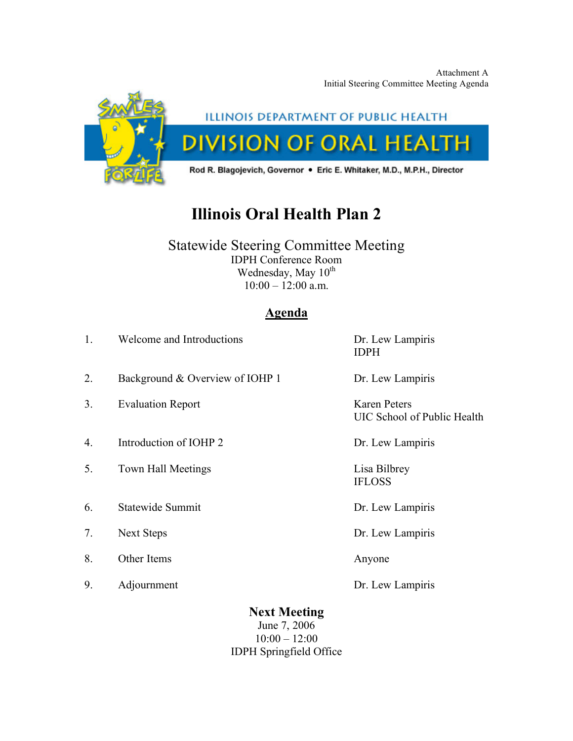Attachment A
Initial Steering Committee Meeting Agenda

ILLINOIS DEPARTMENT OF PUBLIC HEALTH

DIVISION OF ORAL HEALTH

Rod R. Blagojevich, Governor • Eric E. Whitaker, M.D., M.P.H., Director

# Illinois Oral Health Plan 2

## Statewide Steering Committee Meeting

IDPH Conference Room
Wednesday, May 10th
10:00 – 12:00 a.m.

## Agenda

| | | |
|---|---|---|
| 1. | Welcome and Introductions | Dr. Lew Lampiris<br>IDPH |
| 2. | Background & Overview of IOHP 1 | Dr. Lew Lampiris |
| 3. | Evaluation Report | Karen Peters<br>UIC School of Public Health |
| 4. | Introduction of IOHP 2 | Dr. Lew Lampiris |
| 5. | Town Hall Meetings | Lisa Bilbrey<br>IFLOSS |
| 6. | Statewide Summit | Dr. Lew Lampiris |
| 7. | Next Steps | Dr. Lew Lampiris |
| 8. | Other Items | Anyone |
| 9. | Adjournment | Dr. Lew Lampiris |

**Next Meeting**
June 7, 2006
10:00 – 12:00
IDPH Springfield Office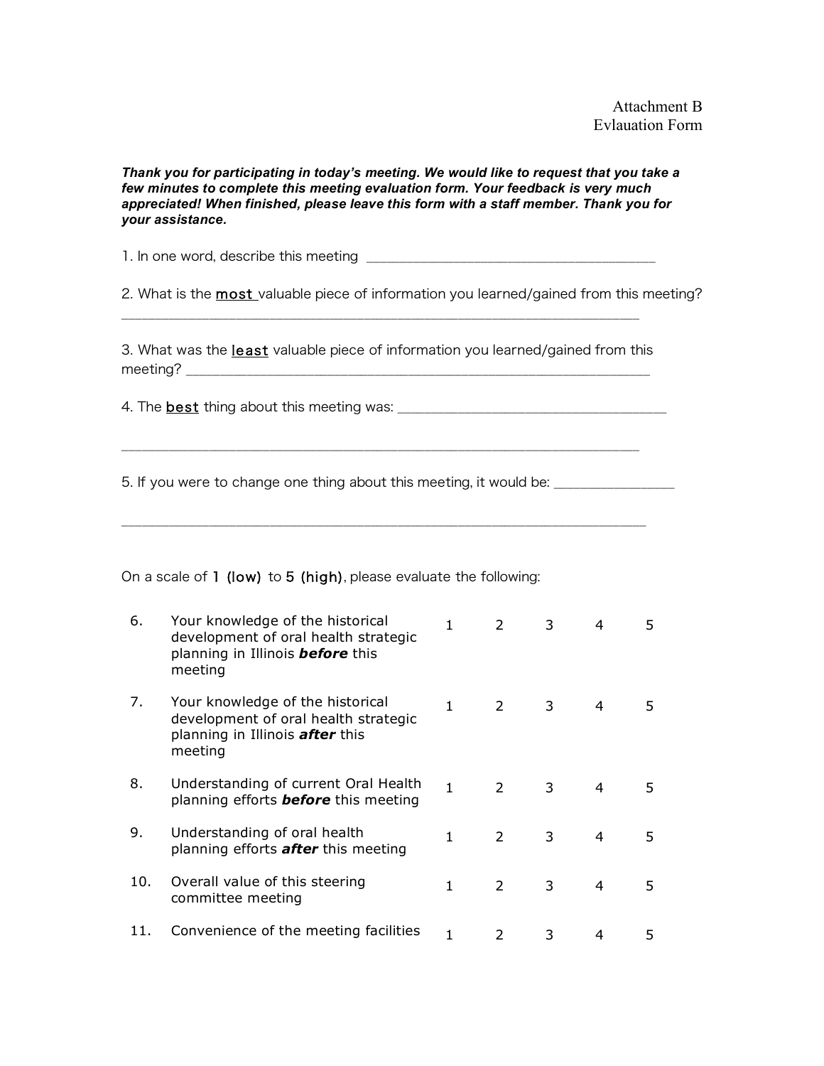Attachment B
Evlauation Form

***Thank you for participating in today's meeting. We would like to request that you take a few minutes to complete this meeting evaluation form. Your feedback is very much appreciated! When finished, please leave this form with a staff member. Thank you for your assistance.***

1. In one word, describe this meeting ________________________________________

2. What is the <u>most</u> valuable piece of information you learned/gained from this meeting?
________________________________________________________________________

3. What was the <u>least</u> valuable piece of information you learned/gained from this meeting? ________________________________________________________________

4. The <u>best</u> thing about this meeting was: ____________________________________

________________________________________________________________________

5. If you were to change one thing about this meeting, it would be: ________________

________________________________________________________________________

On a scale of 1 (low) to 5 (high), please evaluate the following:

| | | | | | | |
|---|---|---|---|---|---|---|
| 6. | Your knowledge of the historical development of oral health strategic planning in Illinois ***before*** this meeting | 1 | 2 | 3 | 4 | 5 |
| 7. | Your knowledge of the historical development of oral health strategic planning in Illinois ***after*** this meeting | 1 | 2 | 3 | 4 | 5 |
| 8. | Understanding of current Oral Health planning efforts ***before*** this meeting | 1 | 2 | 3 | 4 | 5 |
| 9. | Understanding of oral health planning efforts ***after*** this meeting | 1 | 2 | 3 | 4 | 5 |
| 10. | Overall value of this steering committee meeting | 1 | 2 | 3 | 4 | 5 |
| 11. | Convenience of the meeting facilities | 1 | 2 | 3 | 4 | 5 |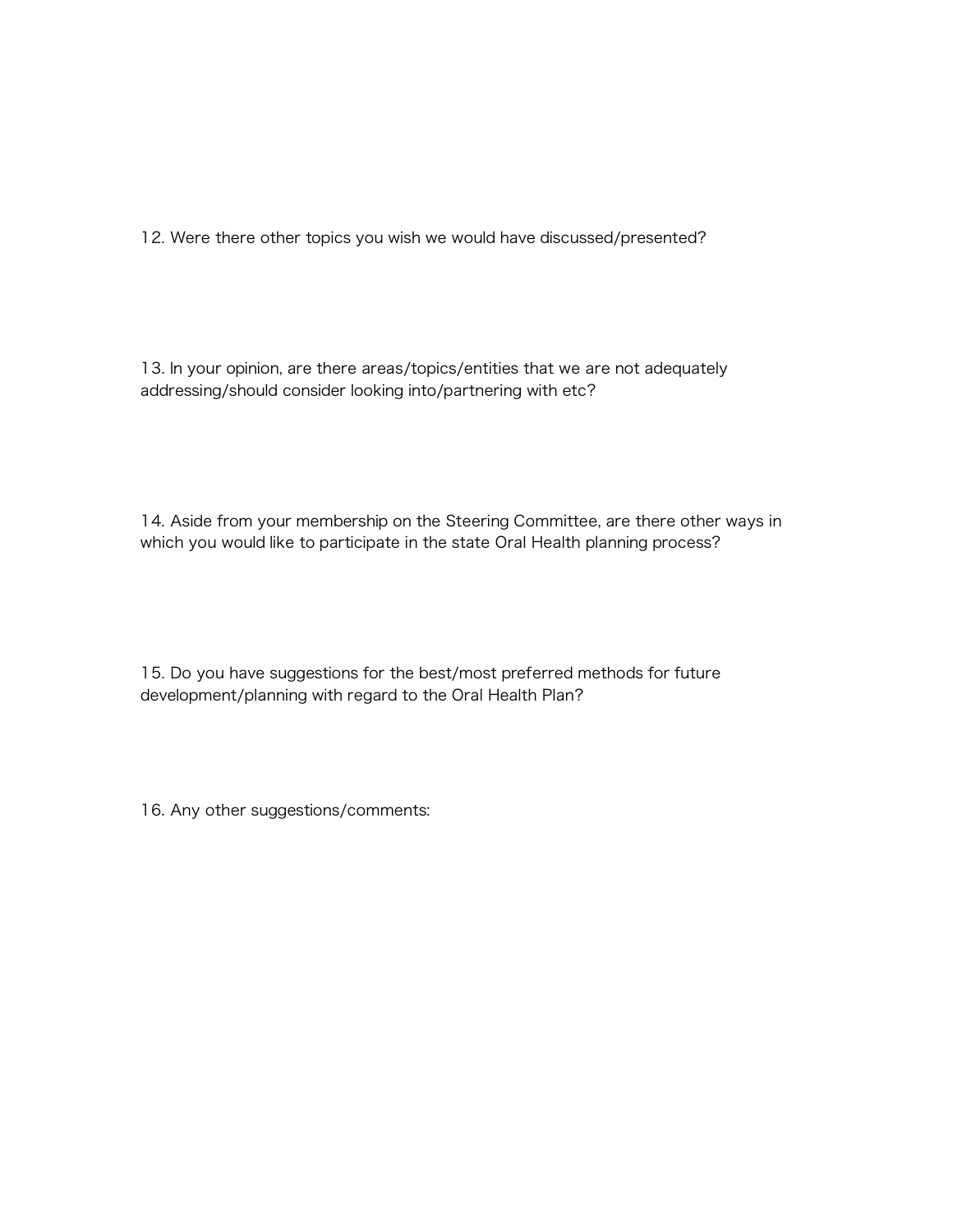12. Were there other topics you wish we would have discussed/presented?

13. In your opinion, are there areas/topics/entities that we are not adequately addressing/should consider looking into/partnering with etc?

14. Aside from your membership on the Steering Committee, are there other ways in which you would like to participate in the state Oral Health planning process?

15. Do you have suggestions for the best/most preferred methods for future development/planning with regard to the Oral Health Plan?

16. Any other suggestions/comments: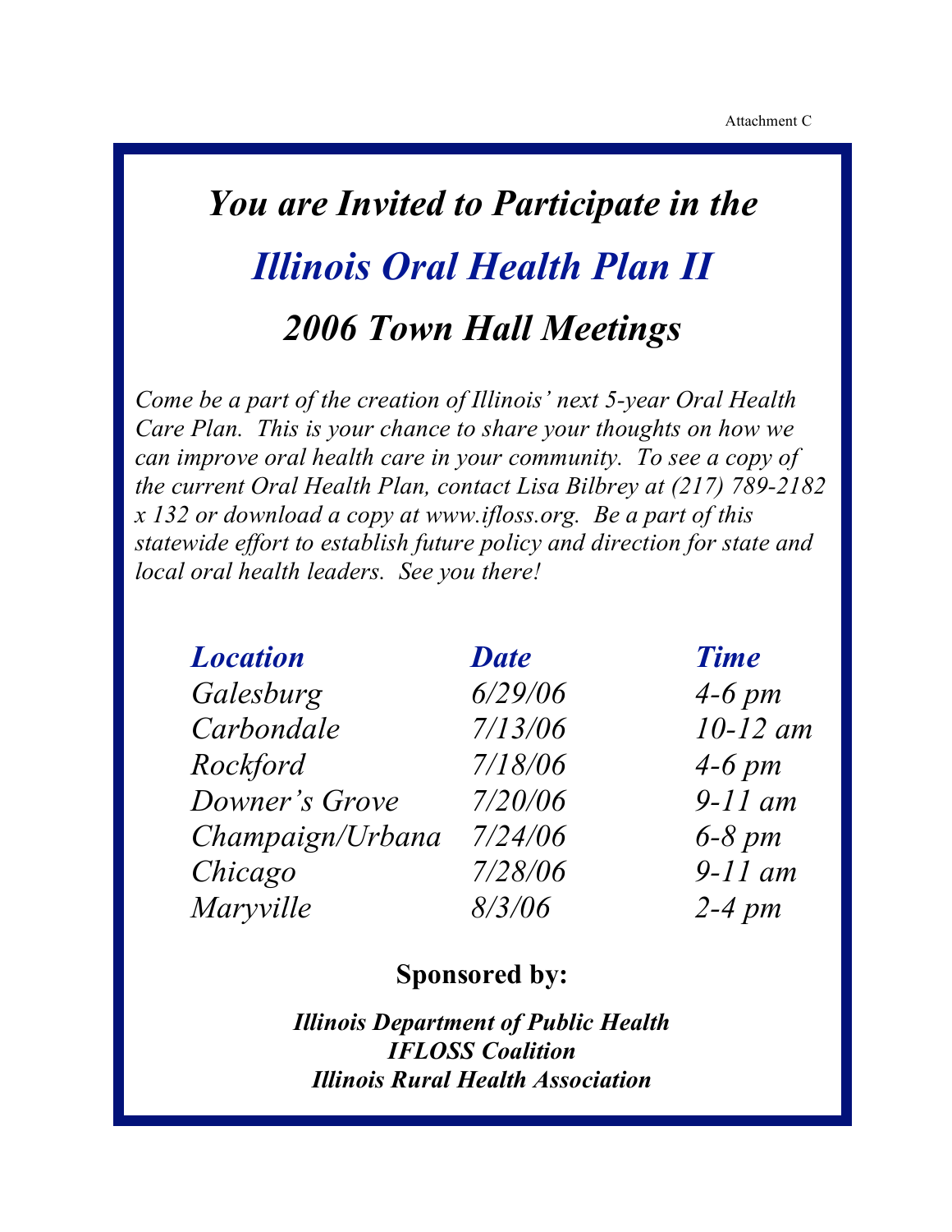Attachment C

# *You are Invited to Participate in the*

# *Illinois Oral Health Plan II*

# *2006 Town Hall Meetings*

*Come be a part of the creation of Illinois' next 5-year Oral Health Care Plan. This is your chance to share your thoughts on how we can improve oral health care in your community. To see a copy of the current Oral Health Plan, contact Lisa Bilbrey at (217) 789-2182 x 132 or download a copy at www.ifloss.org. Be a part of this statewide effort to establish future policy and direction for state and local oral health leaders. See you there!*

| ***Location*** | ***Date*** | ***Time*** |
|---|---|---|
| *Galesburg* | *6/29/06* | *4-6 pm* |
| *Carbondale* | *7/13/06* | *10-12 am* |
| *Rockford* | *7/18/06* | *4-6 pm* |
| *Downer's Grove* | *7/20/06* | *9-11 am* |
| *Champaign/Urbana* | *7/24/06* | *6-8 pm* |
| *Chicago* | *7/28/06* | *9-11 am* |
| *Maryville* | *8/3/06* | *2-4 pm* |

**Sponsored by:**

***Illinois Department of Public Health***
***IFLOSS Coalition***
***Illinois Rural Health Association***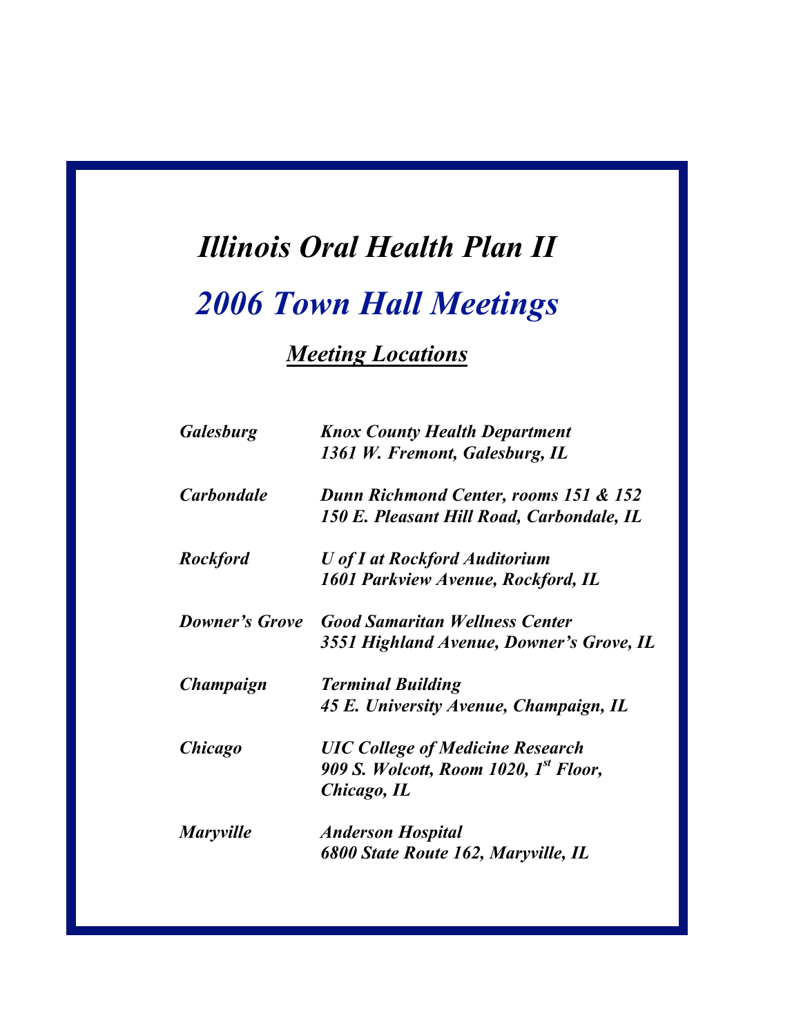# *Illinois Oral Health Plan II*

## *2006 Town Hall Meetings*

### ***Meeting Locations***

| | |
|---|---|
| ***Galesburg*** | ***Knox County Health Department***<br>***1361 W. Fremont, Galesburg, IL*** |
| ***Carbondale*** | ***Dunn Richmond Center, rooms 151 & 152***<br>***150 E. Pleasant Hill Road, Carbondale, IL*** |
| ***Rockford*** | ***U of I at Rockford Auditorium***<br>***1601 Parkview Avenue, Rockford, IL*** |
| ***Downer's Grove*** | ***Good Samaritan Wellness Center***<br>***3551 Highland Avenue, Downer's Grove, IL*** |
| ***Champaign*** | ***Terminal Building***<br>***45 E. University Avenue, Champaign, IL*** |
| ***Chicago*** | ***UIC College of Medicine Research***<br>***909 S. Wolcott, Room 1020, 1st Floor, Chicago, IL*** |
| ***Maryville*** | ***Anderson Hospital***<br>***6800 State Route 162, Maryville, IL*** |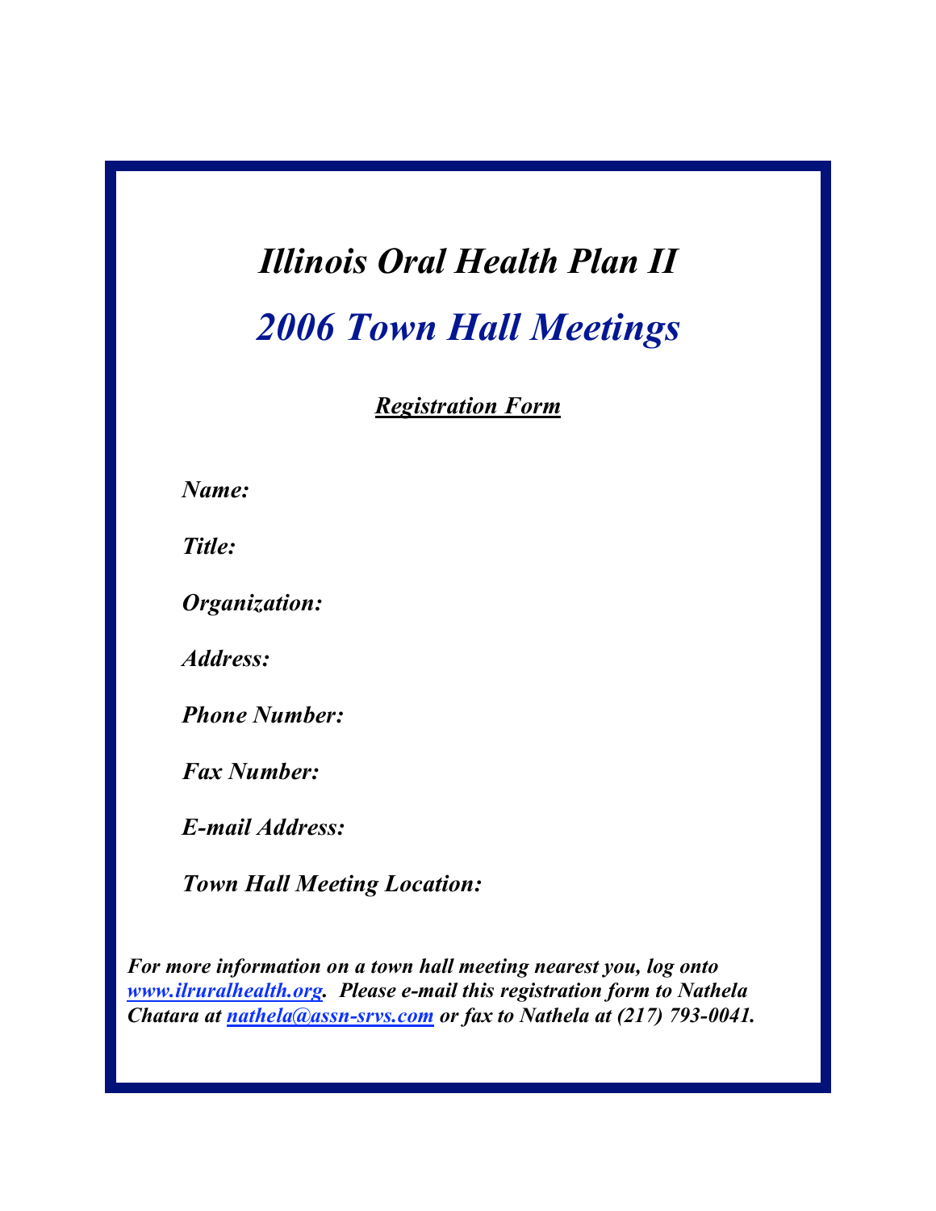# *Illinois Oral Health Plan II*

## *2006 Town Hall Meetings*

***Registration Form***

***Name:***

***Title:***

***Organization:***

***Address:***

***Phone Number:***

***Fax Number:***

***E-mail Address:***

***Town Hall Meeting Location:***

***For more information on a town hall meeting nearest you, log onto [www.ilruralhealth.org](http://www.ilruralhealth.org). Please e-mail this registration form to Nathela Chatara at [nathela@assn-srvs.com](mailto:nathela@assn-srvs.com) or fax to Nathela at (217) 793-0041.***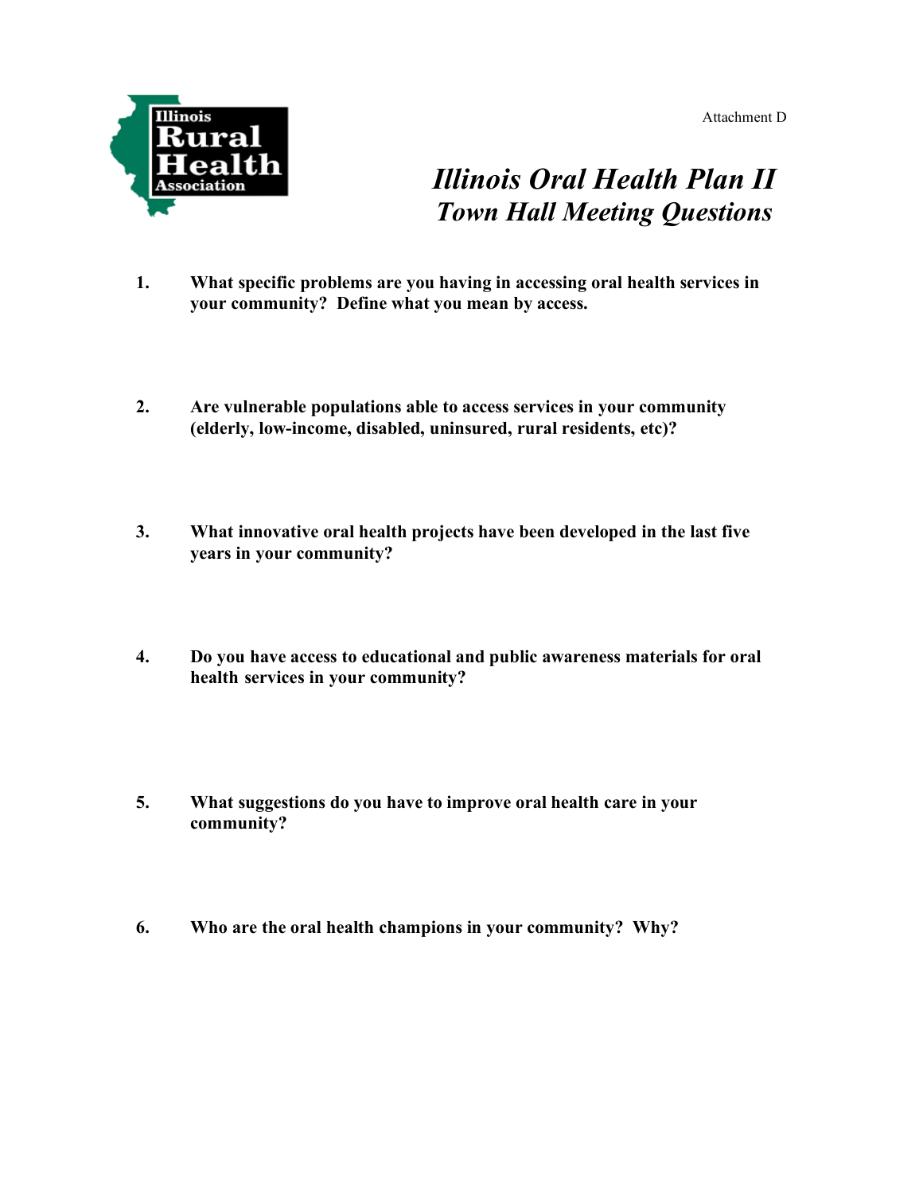Attachment D

Illinois Rural Health Association

# *Illinois Oral Health Plan II*
## *Town Hall Meeting Questions*

1. **What specific problems are you having in accessing oral health services in your community? Define what you mean by access.**

2. **Are vulnerable populations able to access services in your community (elderly, low-income, disabled, uninsured, rural residents, etc)?**

3. **What innovative oral health projects have been developed in the last five years in your community?**

4. **Do you have access to educational and public awareness materials for oral health services in your community?**

5. **What suggestions do you have to improve oral health care in your community?**

6. **Who are the oral health champions in your community? Why?**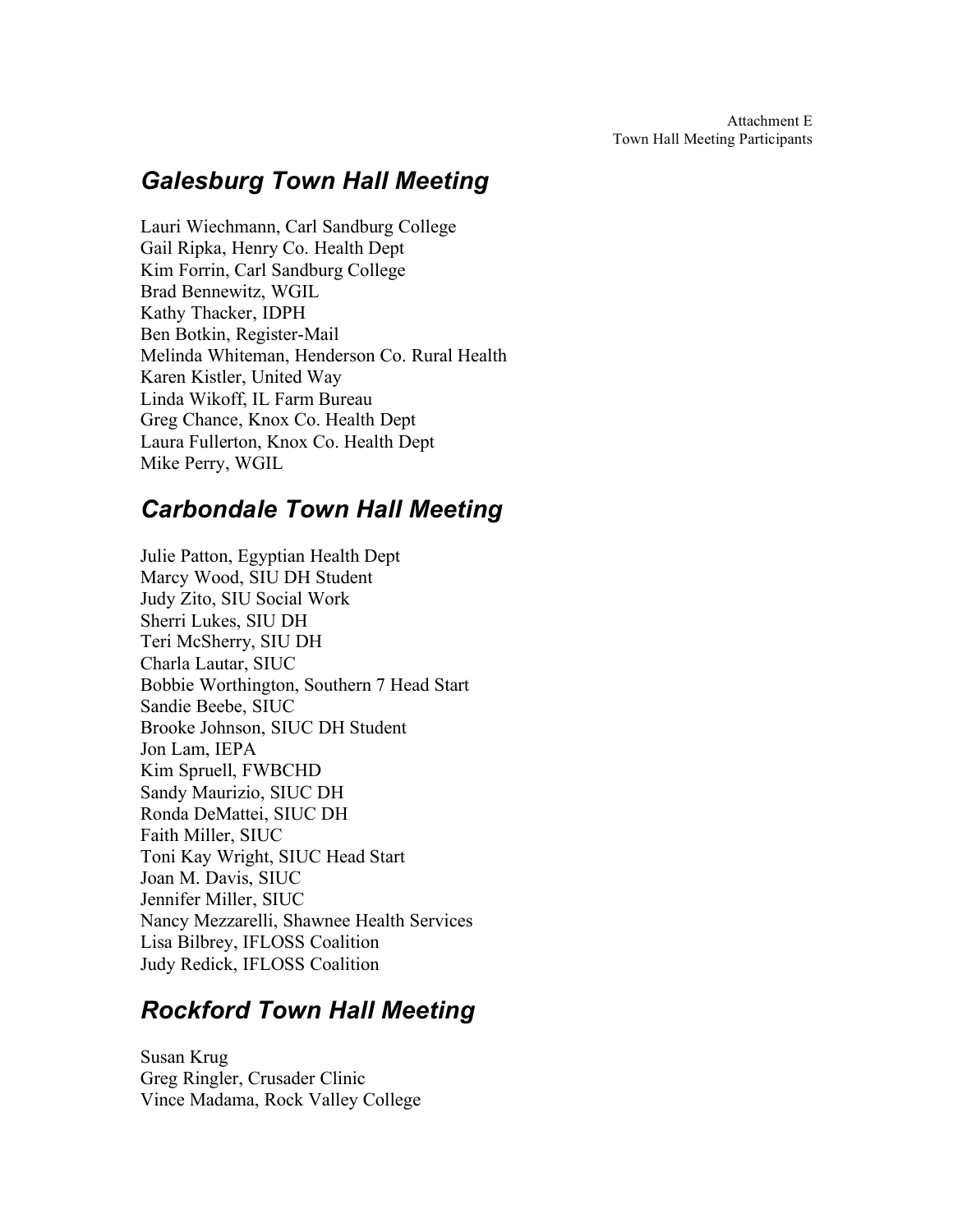Attachment E
Town Hall Meeting Participants

## *Galesburg Town Hall Meeting*

Lauri Wiechmann, Carl Sandburg College
Gail Ripka, Henry Co. Health Dept
Kim Forrin, Carl Sandburg College
Brad Bennewitz, WGIL
Kathy Thacker, IDPH
Ben Botkin, Register-Mail
Melinda Whiteman, Henderson Co. Rural Health
Karen Kistler, United Way
Linda Wikoff, IL Farm Bureau
Greg Chance, Knox Co. Health Dept
Laura Fullerton, Knox Co. Health Dept
Mike Perry, WGIL

## *Carbondale Town Hall Meeting*

Julie Patton, Egyptian Health Dept
Marcy Wood, SIU DH Student
Judy Zito, SIU Social Work
Sherri Lukes, SIU DH
Teri McSherry, SIU DH
Charla Lautar, SIUC
Bobbie Worthington, Southern 7 Head Start
Sandie Beebe, SIUC
Brooke Johnson, SIUC DH Student
Jon Lam, IEPA
Kim Spruell, FWBCHD
Sandy Maurizio, SIUC DH
Ronda DeMattei, SIUC DH
Faith Miller, SIUC
Toni Kay Wright, SIUC Head Start
Joan M. Davis, SIUC
Jennifer Miller, SIUC
Nancy Mezzarelli, Shawnee Health Services
Lisa Bilbrey, IFLOSS Coalition
Judy Redick, IFLOSS Coalition

## *Rockford Town Hall Meeting*

Susan Krug
Greg Ringler, Crusader Clinic
Vince Madama, Rock Valley College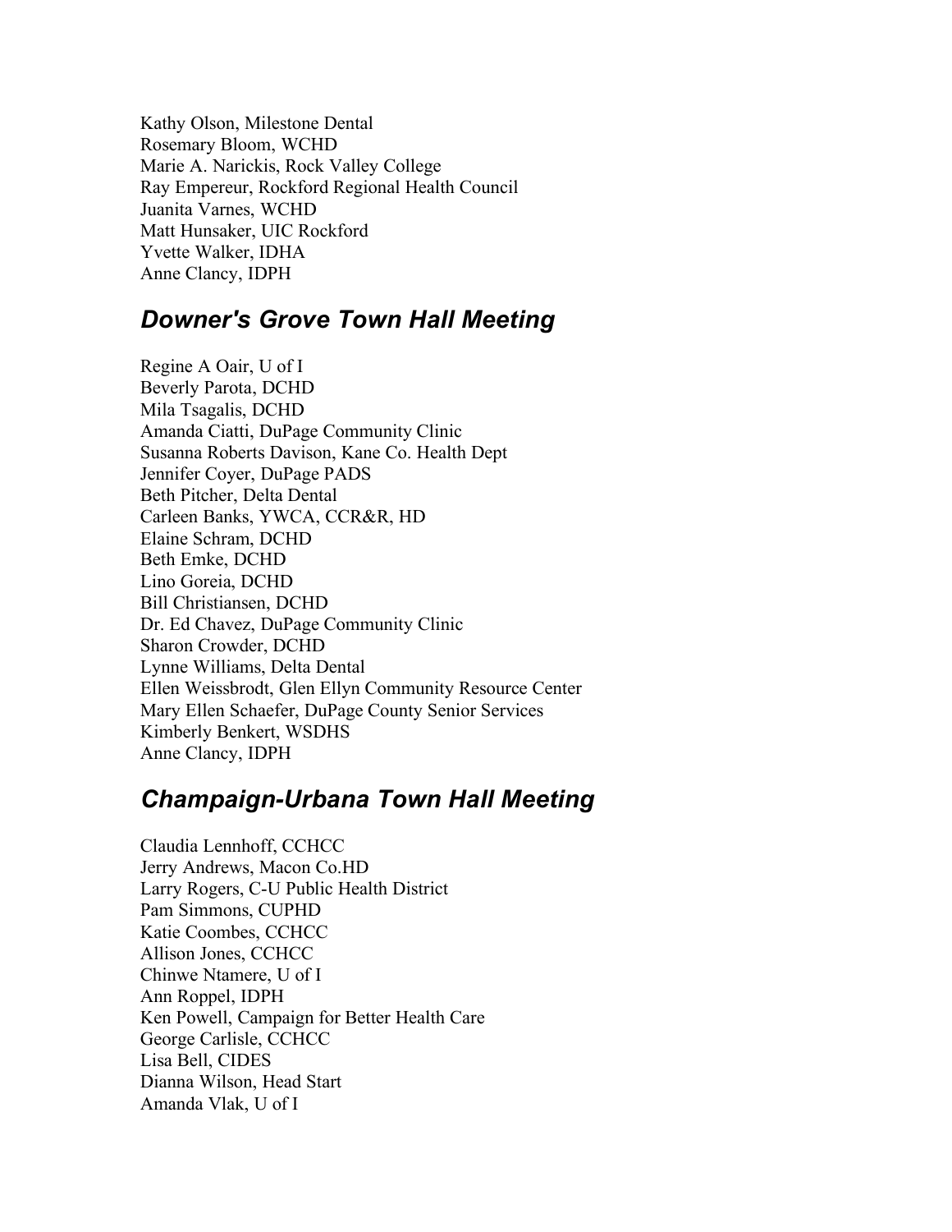Kathy Olson, Milestone Dental
Rosemary Bloom, WCHD
Marie A. Narickis, Rock Valley College
Ray Empereur, Rockford Regional Health Council
Juanita Varnes, WCHD
Matt Hunsaker, UIC Rockford
Yvette Walker, IDHA
Anne Clancy, IDPH

## *Downer's Grove Town Hall Meeting*

Regine A Oair, U of I
Beverly Parota, DCHD
Mila Tsagalis, DCHD
Amanda Ciatti, DuPage Community Clinic
Susanna Roberts Davison, Kane Co. Health Dept
Jennifer Coyer, DuPage PADS
Beth Pitcher, Delta Dental
Carleen Banks, YWCA, CCR&R, HD
Elaine Schram, DCHD
Beth Emke, DCHD
Lino Goreia, DCHD
Bill Christiansen, DCHD
Dr. Ed Chavez, DuPage Community Clinic
Sharon Crowder, DCHD
Lynne Williams, Delta Dental
Ellen Weissbrodt, Glen Ellyn Community Resource Center
Mary Ellen Schaefer, DuPage County Senior Services
Kimberly Benkert, WSDHS
Anne Clancy, IDPH

## *Champaign-Urbana Town Hall Meeting*

Claudia Lennhoff, CCHCC
Jerry Andrews, Macon Co.HD
Larry Rogers, C-U Public Health District
Pam Simmons, CUPHD
Katie Coombes, CCHCC
Allison Jones, CCHCC
Chinwe Ntamere, U of I
Ann Roppel, IDPH
Ken Powell, Campaign for Better Health Care
George Carlisle, CCHCC
Lisa Bell, CIDES
Dianna Wilson, Head Start
Amanda Vlak, U of I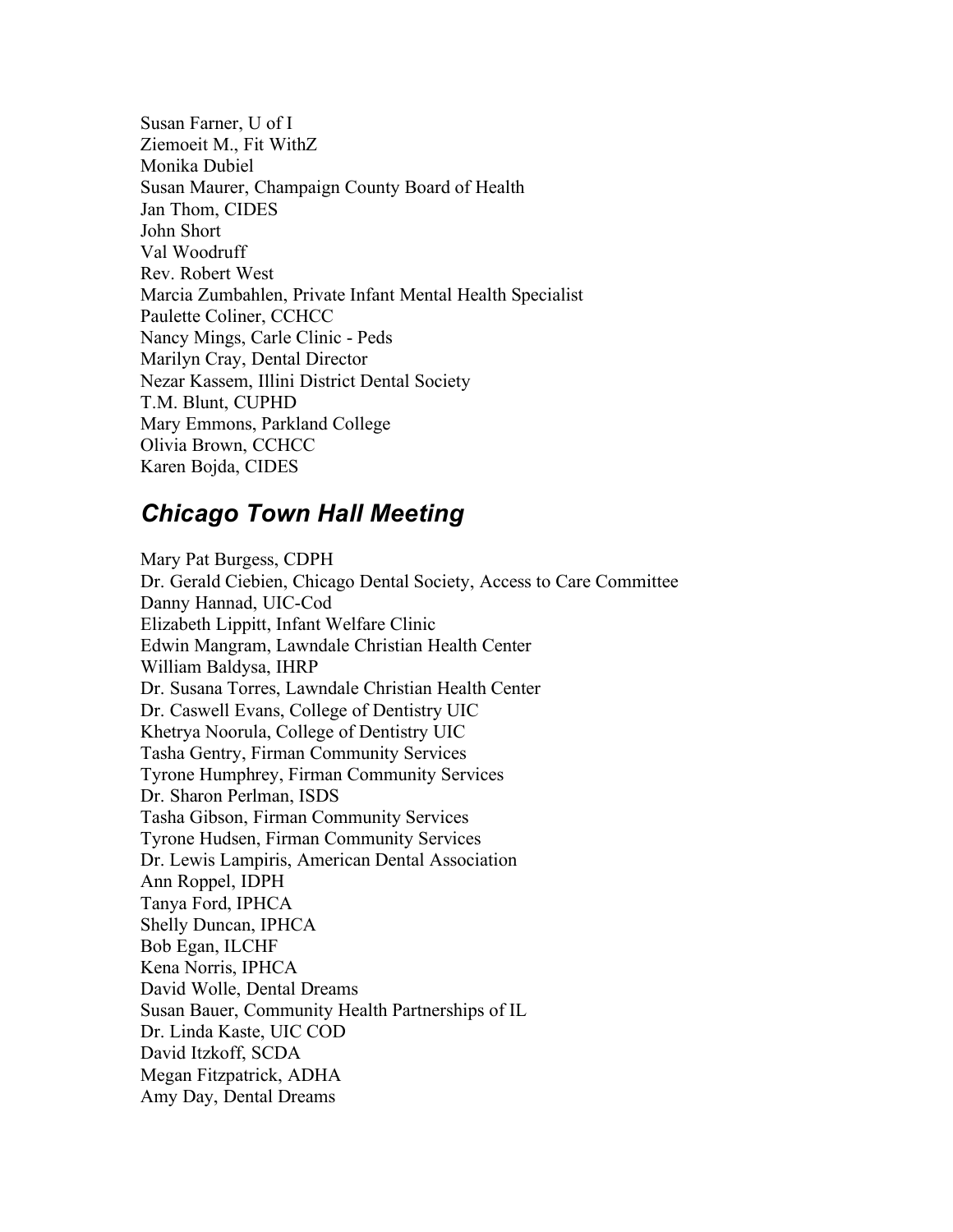Susan Farner, U of I
Ziemoeit M., Fit WithZ
Monika Dubiel
Susan Maurer, Champaign County Board of Health
Jan Thom, CIDES
John Short
Val Woodruff
Rev. Robert West
Marcia Zumbahlen, Private Infant Mental Health Specialist
Paulette Coliner, CCHCC
Nancy Mings, Carle Clinic - Peds
Marilyn Cray, Dental Director
Nezar Kassem, Illini District Dental Society
T.M. Blunt, CUPHD
Mary Emmons, Parkland College
Olivia Brown, CCHCC
Karen Bojda, CIDES

## *Chicago Town Hall Meeting*

Mary Pat Burgess, CDPH
Dr. Gerald Ciebien, Chicago Dental Society, Access to Care Committee
Danny Hannad, UIC-Cod
Elizabeth Lippitt, Infant Welfare Clinic
Edwin Mangram, Lawndale Christian Health Center
William Baldysa, IHRP
Dr. Susana Torres, Lawndale Christian Health Center
Dr. Caswell Evans, College of Dentistry UIC
Khetrya Noorula, College of Dentistry UIC
Tasha Gentry, Firman Community Services
Tyrone Humphrey, Firman Community Services
Dr. Sharon Perlman, ISDS
Tasha Gibson, Firman Community Services
Tyrone Hudsen, Firman Community Services
Dr. Lewis Lampiris, American Dental Association
Ann Roppel, IDPH
Tanya Ford, IPHCA
Shelly Duncan, IPHCA
Bob Egan, ILCHF
Kena Norris, IPHCA
David Wolle, Dental Dreams
Susan Bauer, Community Health Partnerships of IL
Dr. Linda Kaste, UIC COD
David Itzkoff, SCDA
Megan Fitzpatrick, ADHA
Amy Day, Dental Dreams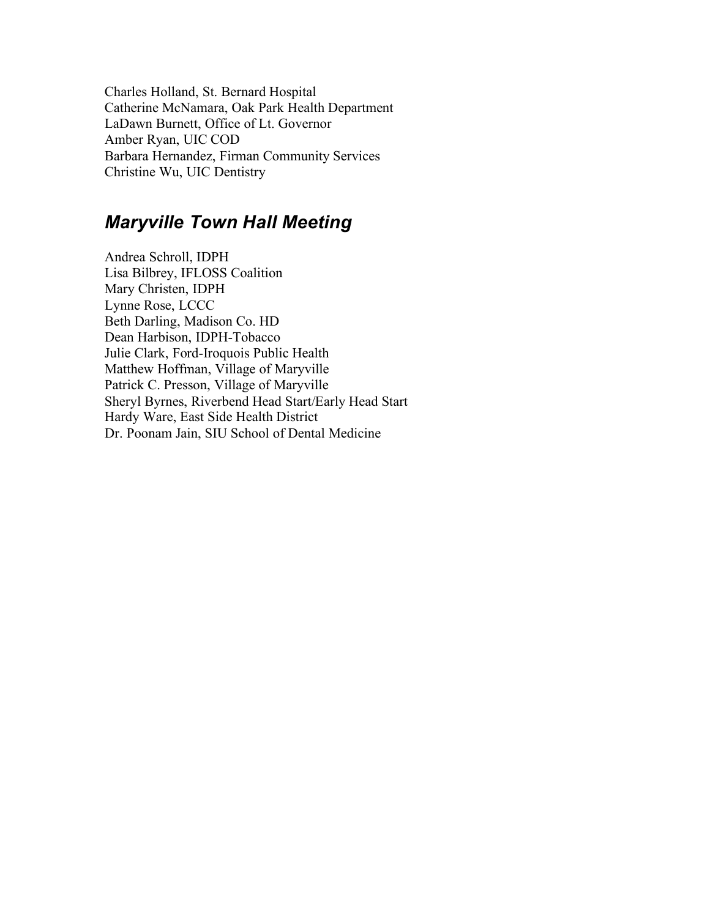Charles Holland, St. Bernard Hospital
Catherine McNamara, Oak Park Health Department
LaDawn Burnett, Office of Lt. Governor
Amber Ryan, UIC COD
Barbara Hernandez, Firman Community Services
Christine Wu, UIC Dentistry

## *Maryville Town Hall Meeting*

Andrea Schroll, IDPH
Lisa Bilbrey, IFLOSS Coalition
Mary Christen, IDPH
Lynne Rose, LCCC
Beth Darling, Madison Co. HD
Dean Harbison, IDPH-Tobacco
Julie Clark, Ford-Iroquois Public Health
Matthew Hoffman, Village of Maryville
Patrick C. Presson, Village of Maryville
Sheryl Byrnes, Riverbend Head Start/Early Head Start
Hardy Ware, East Side Health District
Dr. Poonam Jain, SIU School of Dental Medicine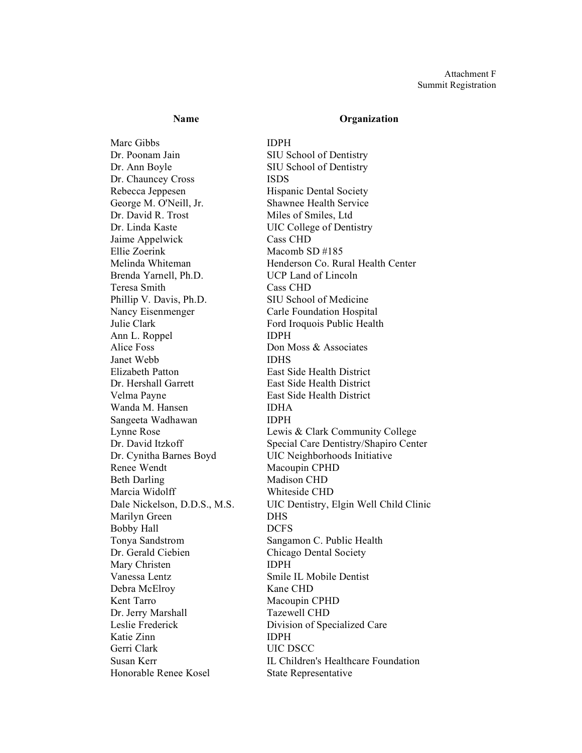Attachment F
Summit Registration

| Name | Organization |
|---|---|
| Marc Gibbs | IDPH |
| Dr. Poonam Jain | SIU School of Dentistry |
| Dr. Ann Boyle | SIU School of Dentistry |
| Dr. Chauncey Cross | ISDS |
| Rebecca Jeppesen | Hispanic Dental Society |
| George M. O'Neill, Jr. | Shawnee Health Service |
| Dr. David R. Trost | Miles of Smiles, Ltd |
| Dr. Linda Kaste | UIC College of Dentistry |
| Jaime Appelwick | Cass CHD |
| Ellie Zoerink | Macomb SD #185 |
| Melinda Whiteman | Henderson Co. Rural Health Center |
| Brenda Yarnell, Ph.D. | UCP Land of Lincoln |
| Teresa Smith | Cass CHD |
| Phillip V. Davis, Ph.D. | SIU School of Medicine |
| Nancy Eisenmenger | Carle Foundation Hospital |
| Julie Clark | Ford Iroquois Public Health |
| Ann L. Roppel | IDPH |
| Alice Foss | Don Moss & Associates |
| Janet Webb | IDHS |
| Elizabeth Patton | East Side Health District |
| Dr. Hershall Garrett | East Side Health District |
| Velma Payne | East Side Health District |
| Wanda M. Hansen | IDHA |
| Sangeeta Wadhawan | IDPH |
| Lynne Rose | Lewis & Clark Community College |
| Dr. David Itzkoff | Special Care Dentistry/Shapiro Center |
| Dr. Cynitha Barnes Boyd | UIC Neighborhoods Initiative |
| Renee Wendt | Macoupin CPHD |
| Beth Darling | Madison CHD |
| Marcia Widolff | Whiteside CHD |
| Dale Nickelson, D.D.S., M.S. | UIC Dentistry, Elgin Well Child Clinic |
| Marilyn Green | DHS |
| Bobby Hall | DCFS |
| Tonya Sandstrom | Sangamon C. Public Health |
| Dr. Gerald Ciebien | Chicago Dental Society |
| Mary Christen | IDPH |
| Vanessa Lentz | Smile IL Mobile Dentist |
| Debra McElroy | Kane CHD |
| Kent Tarro | Macoupin CPHD |
| Dr. Jerry Marshall | Tazewell CHD |
| Leslie Frederick | Division of Specialized Care |
| Katie Zinn | IDPH |
| Gerri Clark | UIC DSCC |
| Susan Kerr | IL Children's Healthcare Foundation |
| Honorable Renee Kosel | State Representative |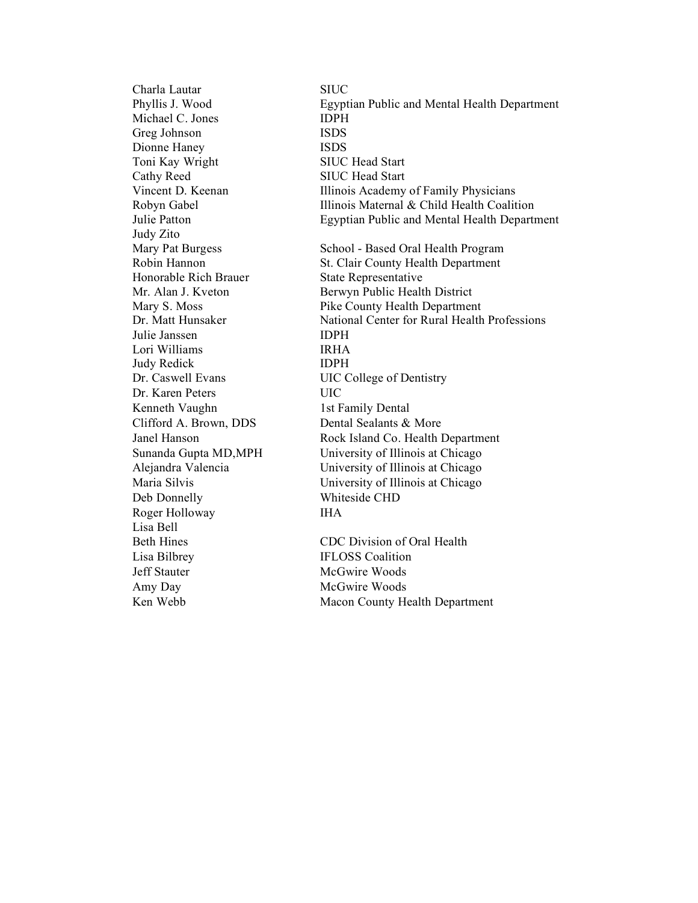| | |
|---|---|
| Charla Lautar | SIUC |
| Phyllis J. Wood | Egyptian Public and Mental Health Department |
| Michael C. Jones | IDPH |
| Greg Johnson | ISDS |
| Dionne Haney | ISDS |
| Toni Kay Wright | SIUC Head Start |
| Cathy Reed | SIUC Head Start |
| Vincent D. Keenan | Illinois Academy of Family Physicians |
| Robyn Gabel | Illinois Maternal & Child Health Coalition |
| Julie Patton | Egyptian Public and Mental Health Department |
| Judy Zito | |
| Mary Pat Burgess | School - Based Oral Health Program |
| Robin Hannon | St. Clair County Health Department |
| Honorable Rich Brauer | State Representative |
| Mr. Alan J. Kveton | Berwyn Public Health District |
| Mary S. Moss | Pike County Health Department |
| Dr. Matt Hunsaker | National Center for Rural Health Professions |
| Julie Janssen | IDPH |
| Lori Williams | IRHA |
| Judy Redick | IDPH |
| Dr. Caswell Evans | UIC College of Dentistry |
| Dr. Karen Peters | UIC |
| Kenneth Vaughn | 1st Family Dental |
| Clifford A. Brown, DDS | Dental Sealants & More |
| Janel Hanson | Rock Island Co. Health Department |
| Sunanda Gupta MD,MPH | University of Illinois at Chicago |
| Alejandra Valencia | University of Illinois at Chicago |
| Maria Silvis | University of Illinois at Chicago |
| Deb Donnelly | Whiteside CHD |
| Roger Holloway | IHA |
| Lisa Bell | |
| Beth Hines | CDC Division of Oral Health |
| Lisa Bilbrey | IFLOSS Coalition |
| Jeff Stauter | McGwire Woods |
| Amy Day | McGwire Woods |
| Ken Webb | Macon County Health Department |